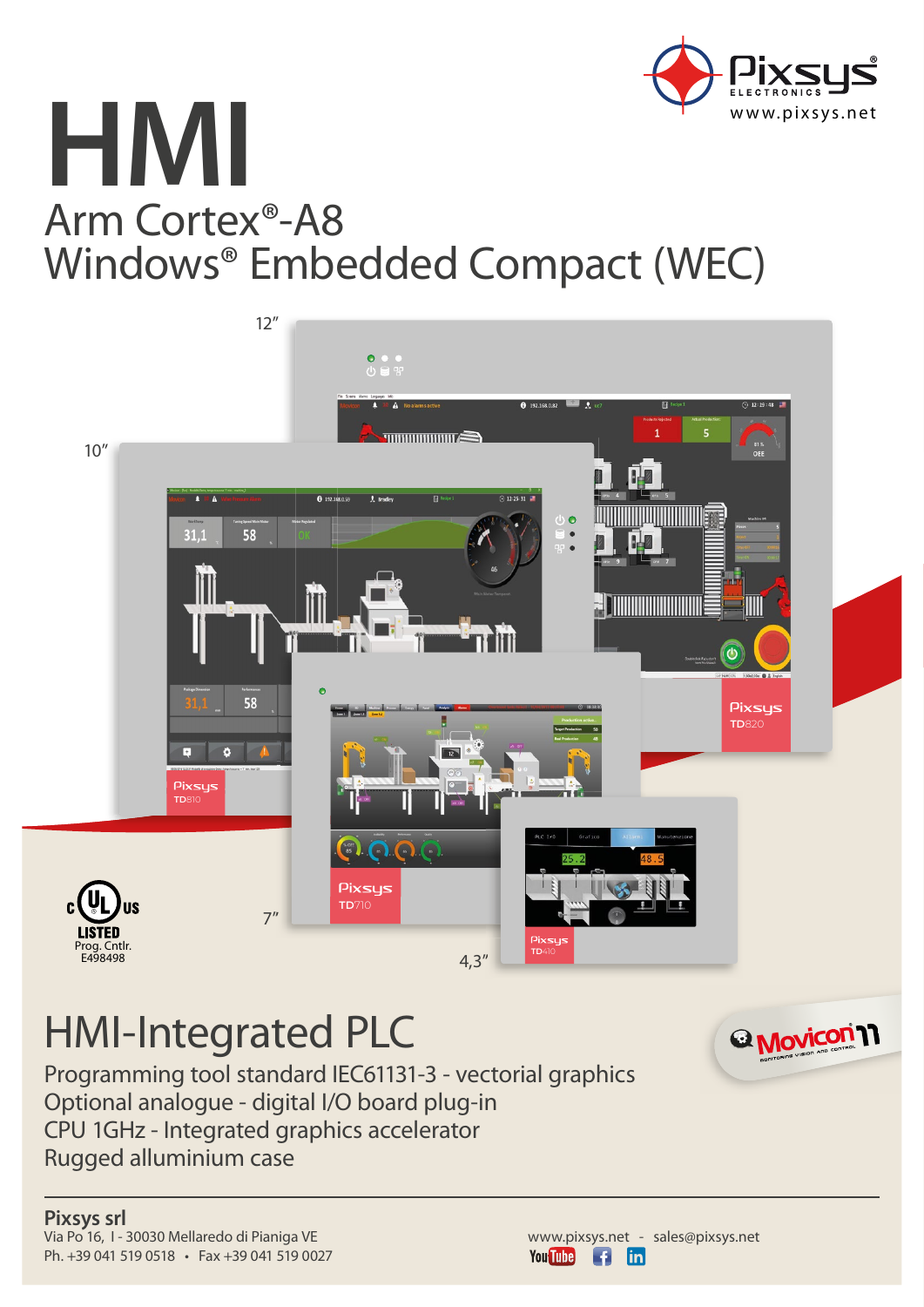Pixsys® ELECTRONICS
www.pixsys.net

# HMI

## Arm Cortex®-A8
## Windows® Embedded Compact (WEC)

12" Pixsys TD820

10" Pixsys TD810

7" Pixsys TD710

4,3" Pixsys TD410

c UL us LISTED
Prog. Cntlr.
E498498

# HMI-Integrated PLC

Programming tool standard IEC61131-3 - vectorial graphics
Optional analogue - digital I/O board plug-in
CPU 1GHz - Integrated graphics accelerator
Rugged alluminium case

Movicon 11 — Monitoring, Vision and Control

**Pixsys srl**
Via Po 16, I - 30030 Mellaredo di Pianiga VE
Ph. +39 041 519 0518 • Fax +39 041 519 0027

www.pixsys.net - sales@pixsys.net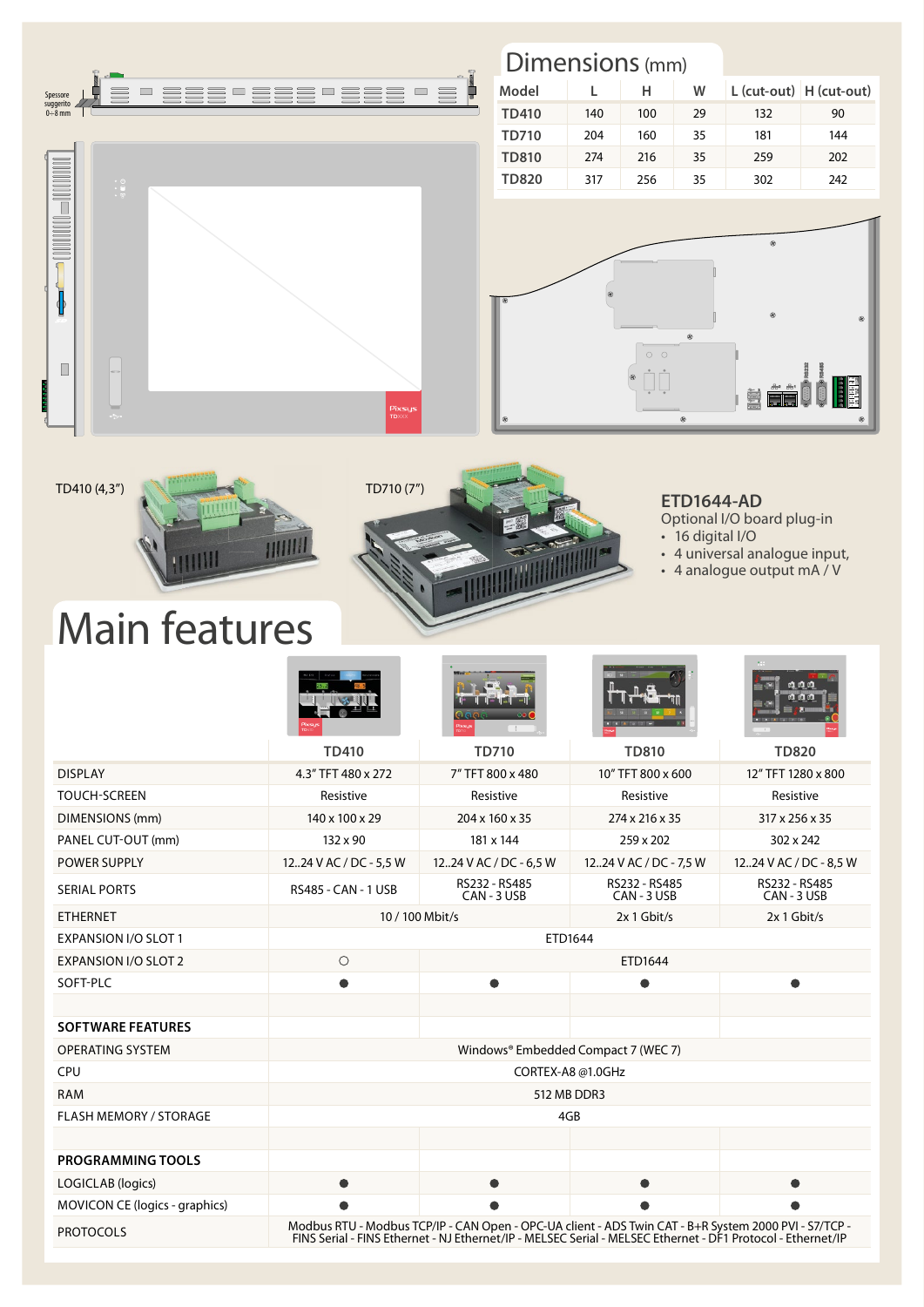Spessore suggerito 0÷8 mm

## Dimensions (mm)

| Model | L | H | W | L (cut-out) | H (cut-out) |
|---|---|---|---|---|---|
| TD410 | 140 | 100 | 29 | 132 | 90 |
| TD710 | 204 | 160 | 35 | 181 | 144 |
| TD810 | 274 | 216 | 35 | 259 | 202 |
| TD820 | 317 | 256 | 35 | 302 | 242 |

TD410 (4,3")

TD710 (7")

### ETD1644-AD

Optional I/O board plug-in

- 16 digital I/O
- 4 universal analogue input,
- 4 analogue output mA / V

# Main features

| | TD410 | TD710 | TD810 | TD820 |
|---|---|---|---|---|
| DISPLAY | 4.3" TFT 480 x 272 | 7" TFT 800 x 480 | 10" TFT 800 x 600 | 12" TFT 1280 x 800 |
| TOUCH-SCREEN | Resistive | Resistive | Resistive | Resistive |
| DIMENSIONS (mm) | 140 x 100 x 29 | 204 x 160 x 35 | 274 x 216 x 35 | 317 x 256 x 35 |
| PANEL CUT-OUT (mm) | 132 x 90 | 181 x 144 | 259 x 202 | 302 x 242 |
| POWER SUPPLY | 12..24 V AC / DC - 5,5 W | 12..24 V AC / DC - 6,5 W | 12..24 V AC / DC - 7,5 W | 12..24 V AC / DC - 8,5 W |
| SERIAL PORTS | RS485 - CAN - 1 USB | RS232 - RS485 CAN - 3 USB | RS232 - RS485 CAN - 3 USB | RS232 - RS485 CAN - 3 USB |
| ETHERNET | 10 / 100 Mbit/s | | 2x 1 Gbit/s | 2x 1 Gbit/s |
| EXPANSION I/O SLOT 1 | ETD1644 | | | |
| EXPANSION I/O SLOT 2 | ○ | ETD1644 | | |
| SOFT-PLC | ● | ● | ● | ● |
| | | | | |
| **SOFTWARE FEATURES** | | | | |
| OPERATING SYSTEM | Windows® Embedded Compact 7 (WEC 7) | | | |
| CPU | CORTEX-A8 @1.0GHz | | | |
| RAM | 512 MB DDR3 | | | |
| FLASH MEMORY / STORAGE | 4GB | | | |
| | | | | |
| **PROGRAMMING TOOLS** | | | | |
| LOGICLAB (logics) | ● | ● | ● | ● |
| MOVICON CE (logics - graphics) | ● | ● | ● | ● |
| PROTOCOLS | Modbus RTU - Modbus TCP/IP - CAN Open - OPC-UA client - ADS Twin CAT - B+R System 2000 PVI - S7/TCP - FINS Serial - FINS Ethernet - NJ Ethernet/IP - MELSEC Serial - MELSEC Ethernet - DF1 Protocol - Ethernet/IP | | | |